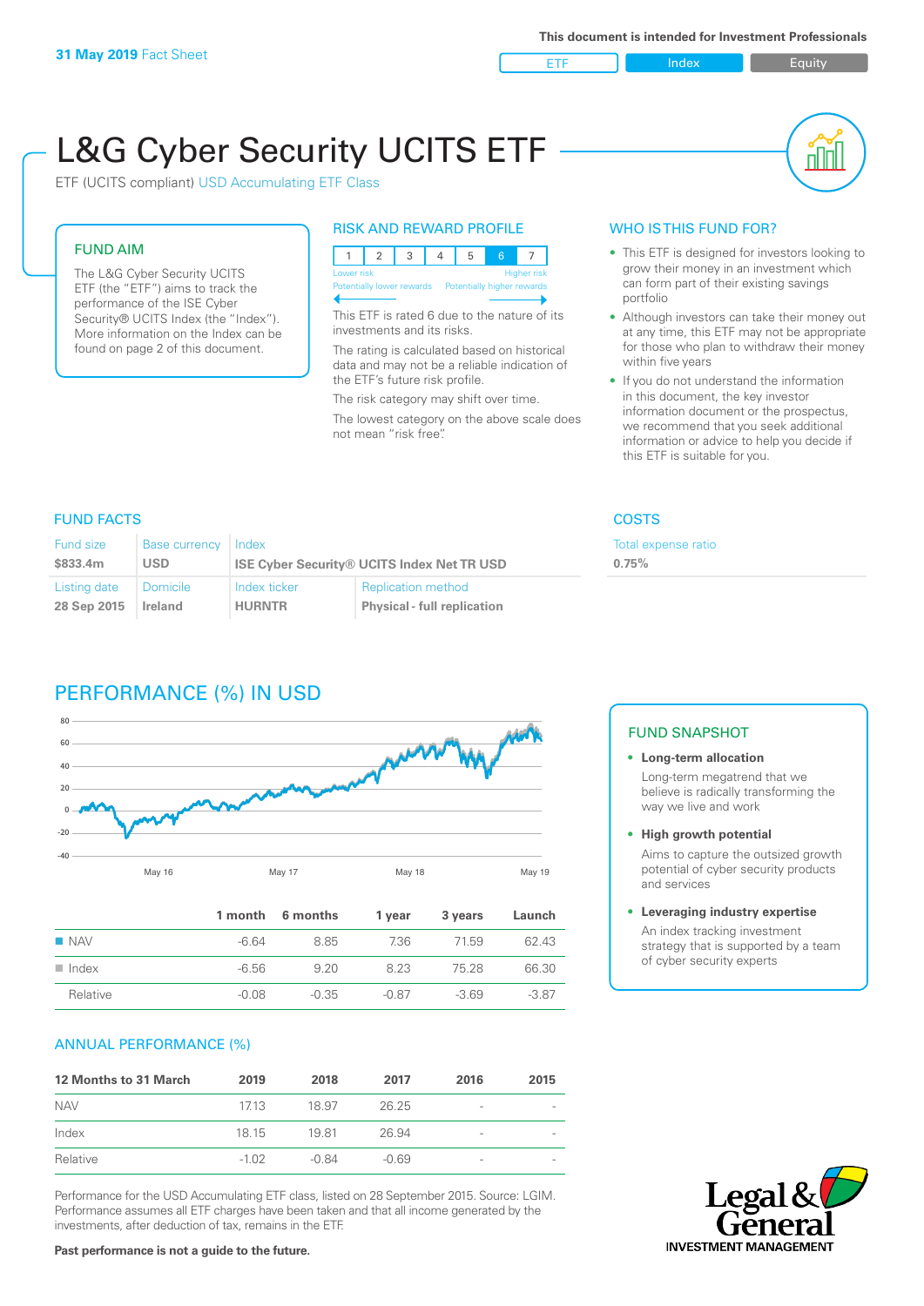**31 May 2019** Fact Sheet

This document is intended for Investment Professionals

ETF | Index | Equity

# L&G Cyber Security UCITS ETF

ETF (UCITS compliant) USD Accumulating ETF Class

## FUND AIM

The L&G Cyber Security UCITS ETF (the "ETF") aims to track the performance of the ISE Cyber Security® UCITS Index (the "Index"). More information on the Index can be found on page 2 of this document.

## RISK AND REWARD PROFILE

| 1 | 2 | 3 | 4 | 5 | 6 | 7 |
|---|---|---|---|---|---|---|

Lower risk — Higher risk
Potentially lower rewards — Potentially higher rewards

This ETF is rated 6 due to the nature of its investments and its risks.

The rating is calculated based on historical data and may not be a reliable indication of the ETF's future risk profile.

The risk category may shift over time.

The lowest category on the above scale does not mean "risk free".

## WHO IS THIS FUND FOR?

- This ETF is designed for investors looking to grow their money in an investment which can form part of their existing savings portfolio
- Although investors can take their money out at any time, this ETF may not be appropriate for those who plan to withdraw their money within five years
- If you do not understand the information in this document, the key investor information document or the prospectus, we recommend that you seek additional information or advice to help you decide if this ETF is suitable for you.

## FUND FACTS

| Fund size | Base currency | Index | |
|---|---|---|---|
| $833.4m | USD | ISE Cyber Security® UCITS Index Net TR USD | |
| **Listing date** | **Domicile** | **Index ticker** | **Replication method** |
| 28 Sep 2015 | Ireland | HURNTR | Physical - full replication |

## COSTS

Total expense ratio
**0.75%**

## PERFORMANCE (%) IN USD

| | 1 month | 6 months | 1 year | 3 years | Launch |
|---|---|---|---|---|---|
| NAV | -6.64 | 8.85 | 7.36 | 71.59 | 62.43 |
| Index | -6.56 | 9.20 | 8.23 | 75.28 | 66.30 |
| Relative | -0.08 | -0.35 | -0.87 | -3.69 | -3.87 |

## FUND SNAPSHOT

- **Long-term allocation**
  Long-term megatrend that we believe is radically transforming the way we live and work
- **High growth potential**
  Aims to capture the outsized growth potential of cyber security products and services
- **Leveraging industry expertise**
  An index tracking investment strategy that is supported by a team of cyber security experts

## ANNUAL PERFORMANCE (%)

| 12 Months to 31 March | 2019 | 2018 | 2017 | 2016 | 2015 |
|---|---|---|---|---|---|
| NAV | 17.13 | 18.97 | 26.25 | - | - |
| Index | 18.15 | 19.81 | 26.94 | - | - |
| Relative | -1.02 | -0.84 | -0.69 | - | - |

Performance for the USD Accumulating ETF class, listed on 28 September 2015. Source: LGIM. Performance assumes all ETF charges have been taken and that all income generated by the investments, after deduction of tax, remains in the ETF.

**Past performance is not a guide to the future.**

Legal & General INVESTMENT MANAGEMENT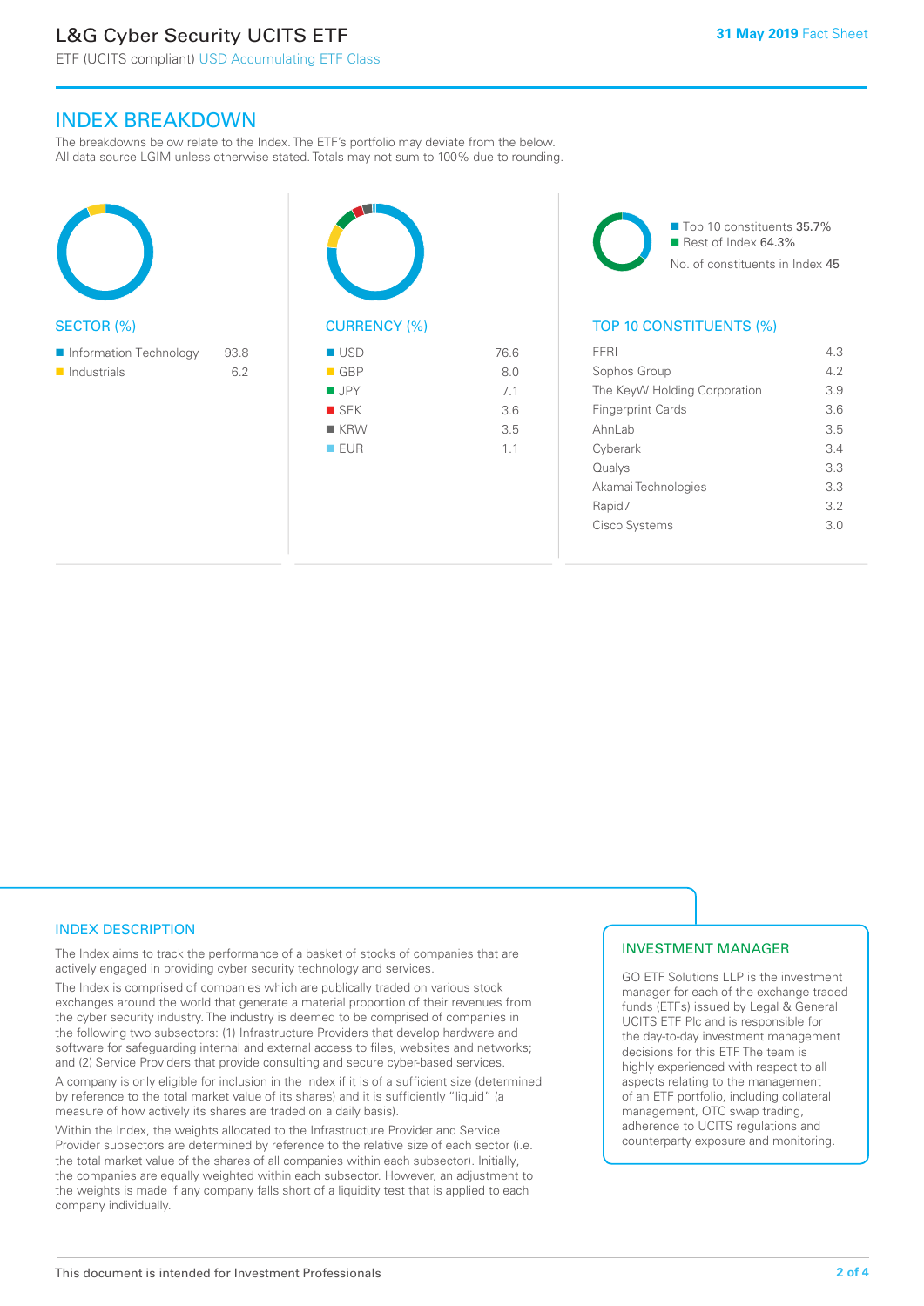# L&G Cyber Security UCITS ETF

ETF (UCITS compliant) USD Accumulating ETF Class

**31 May 2019** Fact Sheet

## INDEX BREAKDOWN

The breakdowns below relate to the Index. The ETF's portfolio may deviate from the below. All data source LGIM unless otherwise stated. Totals may not sum to 100% due to rounding.

### SECTOR (%)

| Sector | % |
|---|---|
| Information Technology | 93.8 |
| Industrials | 6.2 |

### CURRENCY (%)

| Currency | % |
|---|---|
| USD | 76.6 |
| GBP | 8.0 |
| JPY | 7.1 |
| SEK | 3.6 |
| KRW | 3.5 |
| EUR | 1.1 |

Top 10 constituents 35.7%
Rest of Index 64.3%
No. of constituents in Index 45

### TOP 10 CONSTITUENTS (%)

| Constituent | % |
|---|---|
| FFRI | 4.3 |
| Sophos Group | 4.2 |
| The KeyW Holding Corporation | 3.9 |
| Fingerprint Cards | 3.6 |
| AhnLab | 3.5 |
| Cyberark | 3.4 |
| Qualys | 3.3 |
| Akamai Technologies | 3.3 |
| Rapid7 | 3.2 |
| Cisco Systems | 3.0 |

## INDEX DESCRIPTION

The Index aims to track the performance of a basket of stocks of companies that are actively engaged in providing cyber security technology and services.

The Index is comprised of companies which are publically traded on various stock exchanges around the world that generate a material proportion of their revenues from the cyber security industry. The industry is deemed to be comprised of companies in the following two subsectors: (1) Infrastructure Providers that develop hardware and software for safeguarding internal and external access to files, websites and networks; and (2) Service Providers that provide consulting and secure cyber-based services.

A company is only eligible for inclusion in the Index if it is of a sufficient size (determined by reference to the total market value of its shares) and it is sufficiently "liquid" (a measure of how actively its shares are traded on a daily basis).

Within the Index, the weights allocated to the Infrastructure Provider and Service Provider subsectors are determined by reference to the relative size of each sector (i.e. the total market value of the shares of all companies within each subsector). Initially, the companies are equally weighted within each subsector. However, an adjustment to the weights is made if any company falls short of a liquidity test that is applied to each company individually.

## INVESTMENT MANAGER

GO ETF Solutions LLP is the investment manager for each of the exchange traded funds (ETFs) issued by Legal & General UCITS ETF Plc and is responsible for the day-to-day investment management decisions for this ETF. The team is highly experienced with respect to all aspects relating to the management of an ETF portfolio, including collateral management, OTC swap trading, adherence to UCITS regulations and counterparty exposure and monitoring.

This document is intended for Investment Professionals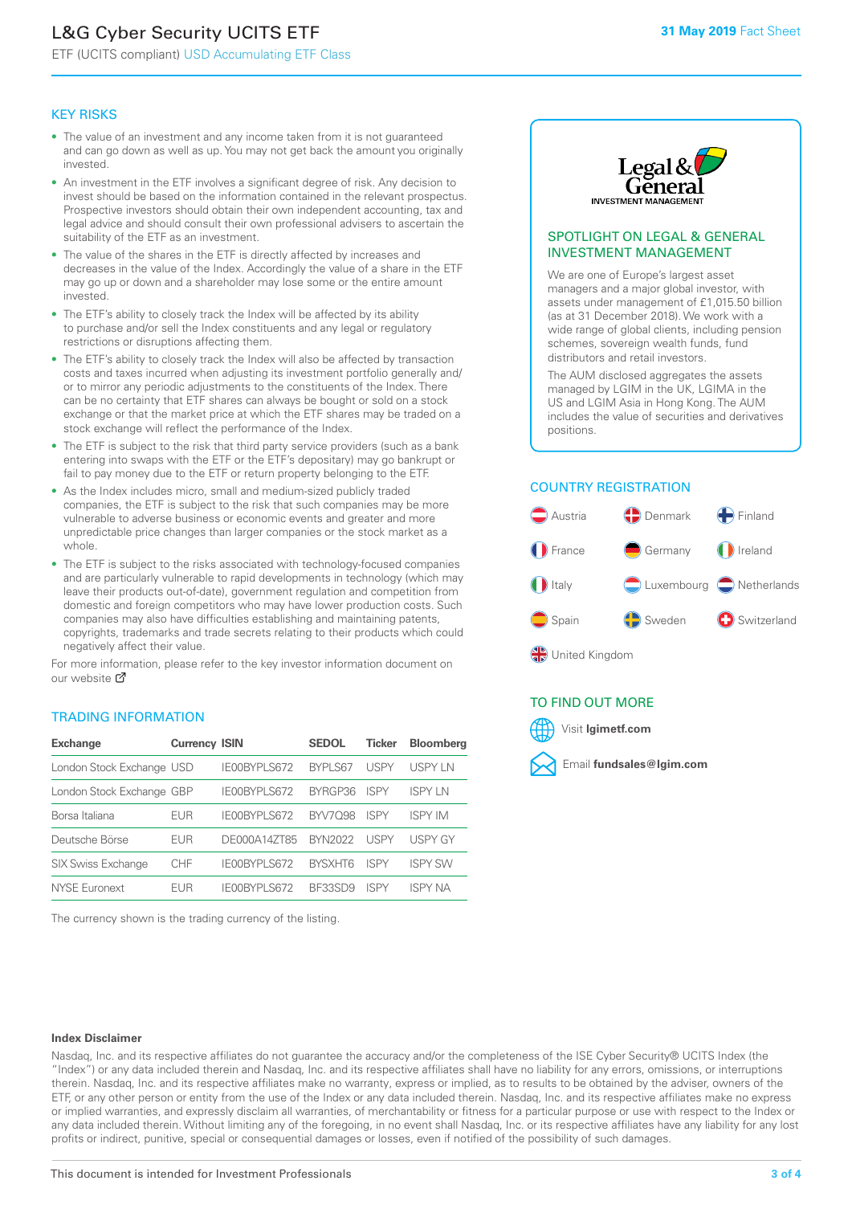# L&G Cyber Security UCITS ETF

ETF (UCITS compliant) USD Accumulating ETF Class

**31 May 2019** Fact Sheet

## KEY RISKS

- The value of an investment and any income taken from it is not guaranteed and can go down as well as up. You may not get back the amount you originally invested.
- An investment in the ETF involves a significant degree of risk. Any decision to invest should be based on the information contained in the relevant prospectus. Prospective investors should obtain their own independent accounting, tax and legal advice and should consult their own professional advisers to ascertain the suitability of the ETF as an investment.
- The value of the shares in the ETF is directly affected by increases and decreases in the value of the Index. Accordingly the value of a share in the ETF may go up or down and a shareholder may lose some or the entire amount invested.
- The ETF's ability to closely track the Index will be affected by its ability to purchase and/or sell the Index constituents and any legal or regulatory restrictions or disruptions affecting them.
- The ETF's ability to closely track the Index will also be affected by transaction costs and taxes incurred when adjusting its investment portfolio generally and/or to mirror any periodic adjustments to the constituents of the Index. There can be no certainty that ETF shares can always be bought or sold on a stock exchange or that the market price at which the ETF shares may be traded on a stock exchange will reflect the performance of the Index.
- The ETF is subject to the risk that third party service providers (such as a bank entering into swaps with the ETF or the ETF's depositary) may go bankrupt or fail to pay money due to the ETF or return property belonging to the ETF.
- As the Index includes micro, small and medium-sized publicly traded companies, the ETF is subject to the risk that such companies may be more vulnerable to adverse business or economic events and greater and more unpredictable price changes than larger companies or the stock market as a whole.
- The ETF is subject to the risks associated with technology-focused companies and are particularly vulnerable to rapid developments in technology (which may leave their products out-of-date), government regulation and competition from domestic and foreign competitors who may have lower production costs. Such companies may also have difficulties establishing and maintaining patents, copyrights, trademarks and trade secrets relating to their products which could negatively affect their value.

For more information, please refer to the key investor information document on our website

## TRADING INFORMATION

| Exchange | Currency | ISIN | SEDOL | Ticker | Bloomberg |
|---|---|---|---|---|---|
| London Stock Exchange | USD | IE00BYPLS672 | BYPLS67 | USPY | USPY LN |
| London Stock Exchange | GBP | IE00BYPLS672 | BYRGP36 | ISPY | ISPY LN |
| Borsa Italiana | EUR | IE00BYPLS672 | BYV7Q98 | ISPY | ISPY IM |
| Deutsche Börse | EUR | DE000A14ZT85 | BYN2022 | USPY | USPY GY |
| SIX Swiss Exchange | CHF | IE00BYPLS672 | BYSXHT6 | ISPY | ISPY SW |
| NYSE Euronext | EUR | IE00BYPLS672 | BF33SD9 | ISPY | ISPY NA |

The currency shown is the trading currency of the listing.

## SPOTLIGHT ON LEGAL & GENERAL INVESTMENT MANAGEMENT

We are one of Europe's largest asset managers and a major global investor, with assets under management of £1,015.50 billion (as at 31 December 2018). We work with a wide range of global clients, including pension schemes, sovereign wealth funds, fund distributors and retail investors.

The AUM disclosed aggregates the assets managed by LGIM in the UK, LGIMA in the US and LGIM Asia in Hong Kong. The AUM includes the value of securities and derivatives positions.

## COUNTRY REGISTRATION

- Austria
- Denmark
- Finland
- France
- Germany
- Ireland
- Italy
- Luxembourg
- Netherlands
- Spain
- Sweden
- Switzerland
- United Kingdom

## TO FIND OUT MORE

Visit **lgimetf.com**

Email **fundsales@lgim.com**

**Index Disclaimer**

Nasdaq, Inc. and its respective affiliates do not guarantee the accuracy and/or the completeness of the ISE Cyber Security® UCITS Index (the "Index") or any data included therein and Nasdaq, Inc. and its respective affiliates shall have no liability for any errors, omissions, or interruptions therein. Nasdaq, Inc. and its respective affiliates make no warranty, express or implied, as to results to be obtained by the adviser, owners of the ETF, or any other person or entity from the use of the Index or any data included therein. Nasdaq, Inc. and its respective affiliates make no express or implied warranties, and expressly disclaim all warranties, of merchantability or fitness for a particular purpose or use with respect to the Index or any data included therein. Without limiting any of the foregoing, in no event shall Nasdaq, Inc. or its respective affiliates have any liability for any lost profits or indirect, punitive, special or consequential damages or losses, even if notified of the possibility of such damages.

This document is intended for Investment Professionals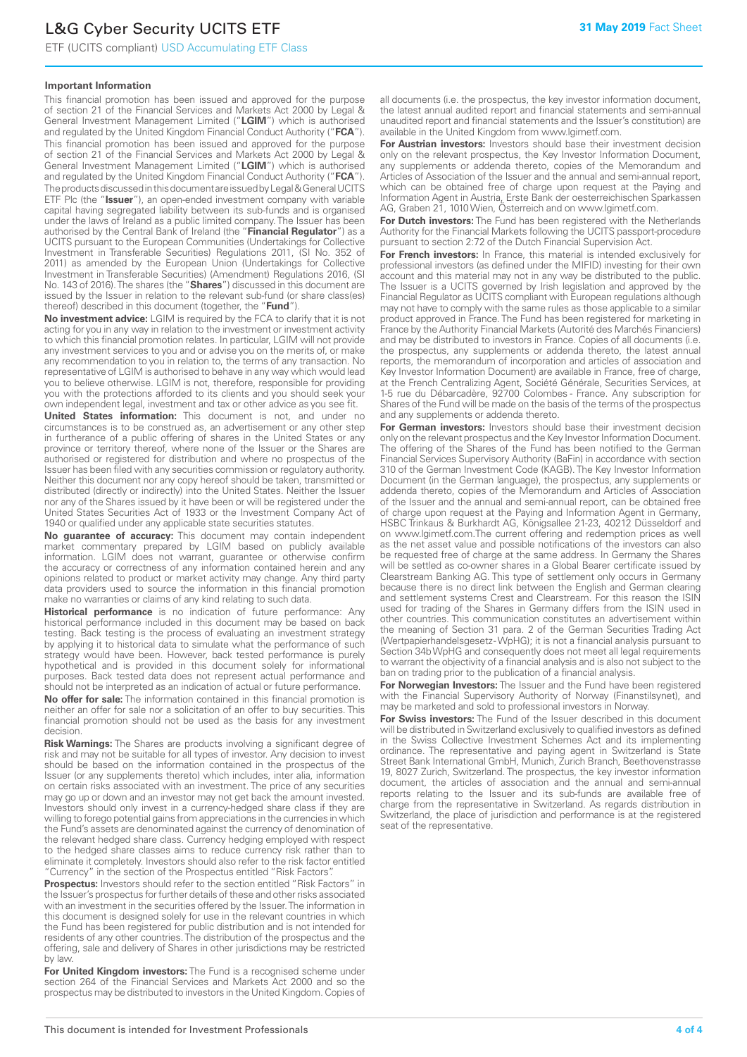### Important Information

This financial promotion has been issued and approved for the purpose of section 21 of the Financial Services and Markets Act 2000 by Legal & General Investment Management Limited ("**LGIM**") which is authorised and regulated by the United Kingdom Financial Conduct Authority ("**FCA**"). This financial promotion has been issued and approved for the purpose of section 21 of the Financial Services and Markets Act 2000 by Legal & General Investment Management Limited ("**LGIM**") which is authorised and regulated by the United Kingdom Financial Conduct Authority ("**FCA**"). The products discussed in this document are issued by Legal & General UCITS ETF Plc (the "**Issuer**"), an open-ended investment company with variable capital having segregated liability between its sub-funds and is organised under the laws of Ireland as a public limited company. The Issuer has been authorised by the Central Bank of Ireland (the "**Financial Regulator**") as a UCITS pursuant to the European Communities (Undertakings for Collective Investment in Transferable Securities) Regulations 2011, (SI No. 352 of 2011) as amended by the European Union (Undertakings for Collective Investment in Transferable Securities) (Amendment) Regulations 2016, (SI No. 143 of 2016). The shares (the "**Shares**") discussed in this document are issued by the Issuer in relation to the relevant sub-fund (or share class(es) thereof) described in this document (together, the "**Fund**").

**No investment advice:** LGIM is required by the FCA to clarify that it is not acting for you in any way in relation to the investment or investment activity to which this financial promotion relates. In particular, LGIM will not provide any investment services to you and or advise you on the merits of, or make any recommendation to you in relation to, the terms of any transaction. No representative of LGIM is authorised to behave in any way which would lead you to believe otherwise. LGIM is not, therefore, responsible for providing you with the protections afforded to its clients and you should seek your own independent legal, investment and tax or other advice as you see fit.

**United States information:** This document is not, and under no circumstances is to be construed as, an advertisement or any other step in furtherance of a public offering of shares in the United States or any province or territory thereof, where none of the Issuer or the Shares are authorised or registered for distribution and where no prospectus of the Issuer has been filed with any securities commission or regulatory authority. Neither this document nor any copy hereof should be taken, transmitted or distributed (directly or indirectly) into the United States. Neither the Issuer nor any of the Shares issued by it have been or will be registered under the United States Securities Act of 1933 or the Investment Company Act of 1940 or qualified under any applicable state securities statutes.

**No guarantee of accuracy:** This document may contain independent market commentary prepared by LGIM based on publicly available information. LGIM does not warrant, guarantee or otherwise confirm the accuracy or correctness of any information contained herein and any opinions related to product or market activity may change. Any third party data providers used to source the information in this financial promotion make no warranties or claims of any kind relating to such data.

**Historical performance** is no indication of future performance: Any historical performance included in this document may be based on back testing. Back testing is the process of evaluating an investment strategy by applying it to historical data to simulate what the performance of such strategy would have been. However, back tested performance is purely hypothetical and is provided in this document solely for informational purposes. Back tested data does not represent actual performance and should not be interpreted as an indication of actual or future performance.

**No offer for sale:** The information contained in this financial promotion is neither an offer for sale nor a solicitation of an offer to buy securities. This financial promotion should not be used as the basis for any investment decision.

**Risk Warnings:** The Shares are products involving a significant degree of risk and may not be suitable for all types of investor. Any decision to invest should be based on the information contained in the prospectus of the Issuer (or any supplements thereto) which includes, inter alia, information on certain risks associated with an investment. The price of any securities may go up or down and an investor may not get back the amount invested. Investors should only invest in a currency-hedged share class if they are willing to forego potential gains from appreciations in the currencies in which the Fund's assets are denominated against the currency of denomination of the relevant hedged share class. Currency hedging employed with respect to the hedged share classes aims to reduce currency risk rather than to eliminate it completely. Investors should also refer to the risk factor entitled "Currency" in the section of the Prospectus entitled "Risk Factors".

**Prospectus:** Investors should refer to the section entitled "Risk Factors" in the Issuer's prospectus for further details of these and other risks associated with an investment in the securities offered by the Issuer. The information in this document is designed solely for use in the relevant countries in which the Fund has been registered for public distribution and is not intended for residents of any other countries. The distribution of the prospectus and the offering, sale and delivery of Shares in other jurisdictions may be restricted by law.

**For United Kingdom investors:** The Fund is a recognised scheme under section 264 of the Financial Services and Markets Act 2000 and so the prospectus may be distributed to investors in the United Kingdom. Copies of all documents (i.e. the prospectus, the key investor information document, the latest annual audited report and financial statements and semi-annual unaudited report and financial statements and the Issuer's constitution) are available in the United Kingdom from www.lgimetf.com.

**For Austrian investors:** Investors should base their investment decision only on the relevant prospectus, the Key Investor Information Document, any supplements or addenda thereto, copies of the Memorandum and Articles of Association of the Issuer and the annual and semi-annual report, which can be obtained free of charge upon request at the Paying and Information Agent in Austria, Erste Bank der oesterreichischen Sparkassen AG, Graben 21, 1010 Wien, Österreich and on www.lgimetf.com.

**For Dutch investors:** The Fund has been registered with the Netherlands Authority for the Financial Markets following the UCITS passport-procedure pursuant to section 2:72 of the Dutch Financial Supervision Act.

**For French investors:** In France, this material is intended exclusively for professional investors (as defined under the MIFID) investing for their own account and this material may not in any way be distributed to the public. The Issuer is a UCITS governed by Irish legislation and approved by the Financial Regulator as UCITS compliant with European regulations although may not have to comply with the same rules as those applicable to a similar product approved in France. The Fund has been registered for marketing in France by the Authority Financial Markets (Autorité des Marchés Financiers) and may be distributed to investors in France. Copies of all documents (i.e. the prospectus, any supplements or addenda thereto, the latest annual reports, the memorandum of incorporation and articles of association and Key Investor Information Document) are available in France, free of charge, at the French Centralizing Agent, Société Générale, Securities Services, at 1-5 rue du Débarcadère, 92700 Colombes - France. Any subscription for Shares of the Fund will be made on the basis of the terms of the prospectus and any supplements or addenda thereto.

**For German investors:** Investors should base their investment decision only on the relevant prospectus and the Key Investor Information Document. The offering of the Shares of the Fund has been notified to the German Financial Services Supervisory Authority (BaFin) in accordance with section 310 of the German Investment Code (KAGB). The Key Investor Information Document (in the German language), the prospectus, any supplements or addenda thereto, copies of the Memorandum and Articles of Association of the Issuer and the annual and semi-annual report, can be obtained free of charge upon request at the Paying and Information Agent in Germany, HSBC Trinkaus & Burkhardt AG, Königsallee 21-23, 40212 Düsseldorf and on www.lgimetf.com.The current offering and redemption prices as well as the net asset value and possible notifications of the investors can also be requested free of charge at the same address. In Germany the Shares will be settled as co-owner shares in a Global Bearer certificate issued by Clearstream Banking AG. This type of settlement only occurs in Germany because there is no direct link between the English and German clearing and settlement systems Crest and Clearstream. For this reason the ISIN used for trading of the Shares in Germany differs from the ISIN used in other countries. This communication constitutes an advertisement within the meaning of Section 31 para. 2 of the German Securities Trading Act (Wertpapierhandelsgesetz - WpHG); it is not a financial analysis pursuant to Section 34b WpHG and consequently does not meet all legal requirements to warrant the objectivity of a financial analysis and is also not subject to the ban on trading prior to the publication of a financial analysis.

**For Norwegian Investors:** The Issuer and the Fund have been registered with the Financial Supervisory Authority of Norway (Finanstilsynet), and may be marketed and sold to professional investors in Norway.

**For Swiss investors:** The Fund of the Issuer described in this document will be distributed in Switzerland exclusively to qualified investors as defined in the Swiss Collective Investment Schemes Act and its implementing ordinance. The representative and paying agent in Switzerland is State Street Bank International GmbH, Munich, Zurich Branch, Beethovenstrasse 19, 8027 Zurich, Switzerland. The prospectus, the key investor information document, the articles of association and the annual and semi-annual reports relating to the Issuer and its sub-funds are available free of charge from the representative in Switzerland. As regards distribution in Switzerland, the place of jurisdiction and performance is at the registered seat of the representative.